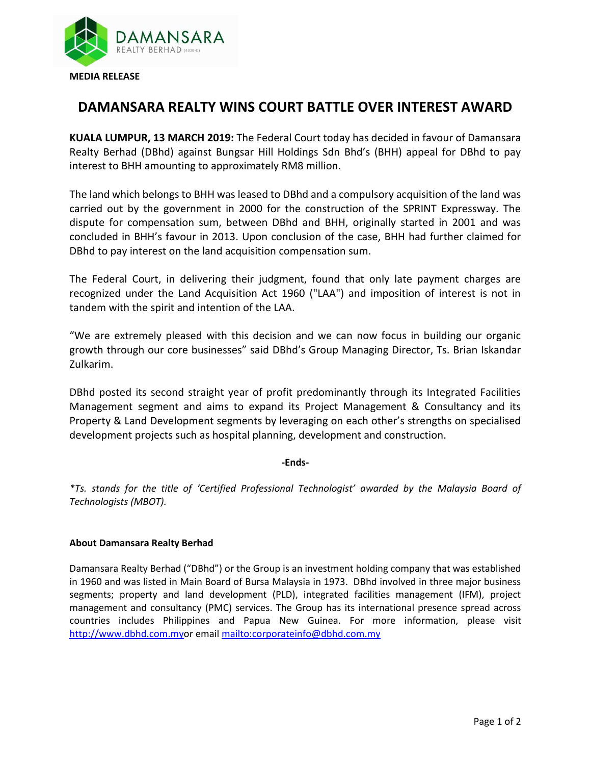**MEDIA RELEASE**

# DAMANSARA REALTY WINS COURT BATTLE OVER INTEREST AWARD

**KUALA LUMPUR, 13 MARCH 2019:** The Federal Court today has decided in favour of Damansara Realty Berhad (DBhd) against Bungsar Hill Holdings Sdn Bhd's (BHH) appeal for DBhd to pay interest to BHH amounting to approximately RM8 million.

The land which belongs to BHH was leased to DBhd and a compulsory acquisition of the land was carried out by the government in 2000 for the construction of the SPRINT Expressway. The dispute for compensation sum, between DBhd and BHH, originally started in 2001 and was concluded in BHH's favour in 2013. Upon conclusion of the case, BHH had further claimed for DBhd to pay interest on the land acquisition compensation sum.

The Federal Court, in delivering their judgment, found that only late payment charges are recognized under the Land Acquisition Act 1960 ("LAA") and imposition of interest is not in tandem with the spirit and intention of the LAA.

"We are extremely pleased with this decision and we can now focus in building our organic growth through our core businesses" said DBhd's Group Managing Director, Ts. Brian Iskandar Zulkarim.

DBhd posted its second straight year of profit predominantly through its Integrated Facilities Management segment and aims to expand its Project Management & Consultancy and its Property & Land Development segments by leveraging on each other's strengths on specialised development projects such as hospital planning, development and construction.

**-Ends-**

*\*Ts. stands for the title of 'Certified Professional Technologist' awarded by the Malaysia Board of Technologists (MBOT).*

**About Damansara Realty Berhad**

Damansara Realty Berhad ("DBhd") or the Group is an investment holding company that was established in 1960 and was listed in Main Board of Bursa Malaysia in 1973. DBhd involved in three major business segments; property and land development (PLD), integrated facilities management (IFM), project management and consultancy (PMC) services. The Group has its international presence spread across countries includes Philippines and Papua New Guinea. For more information, please visit http://www.dbhd.com.myor email mailto:corporateinfo@dbhd.com.my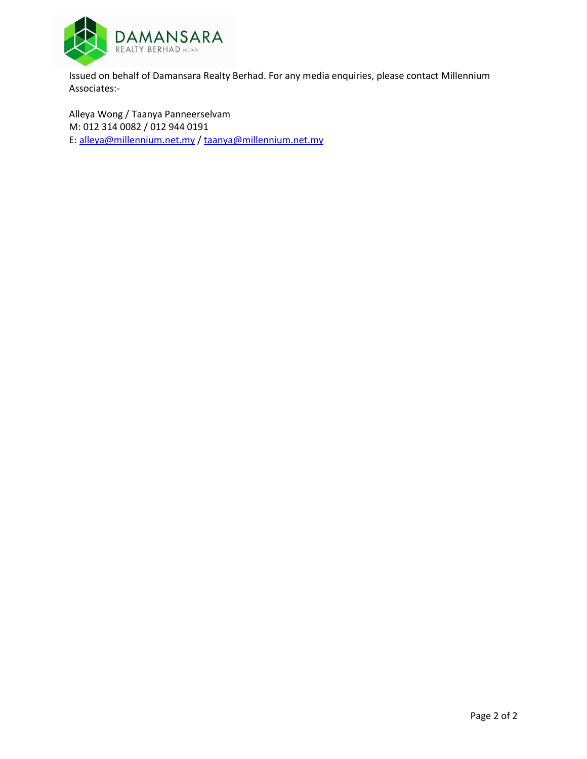Issued on behalf of Damansara Realty Berhad. For any media enquiries, please contact Millennium Associates:-

Alleya Wong / Taanya Panneerselvam
M: 012 314 0082 / 012 944 0191
E: alleya@millennium.net.my / taanya@millennium.net.my